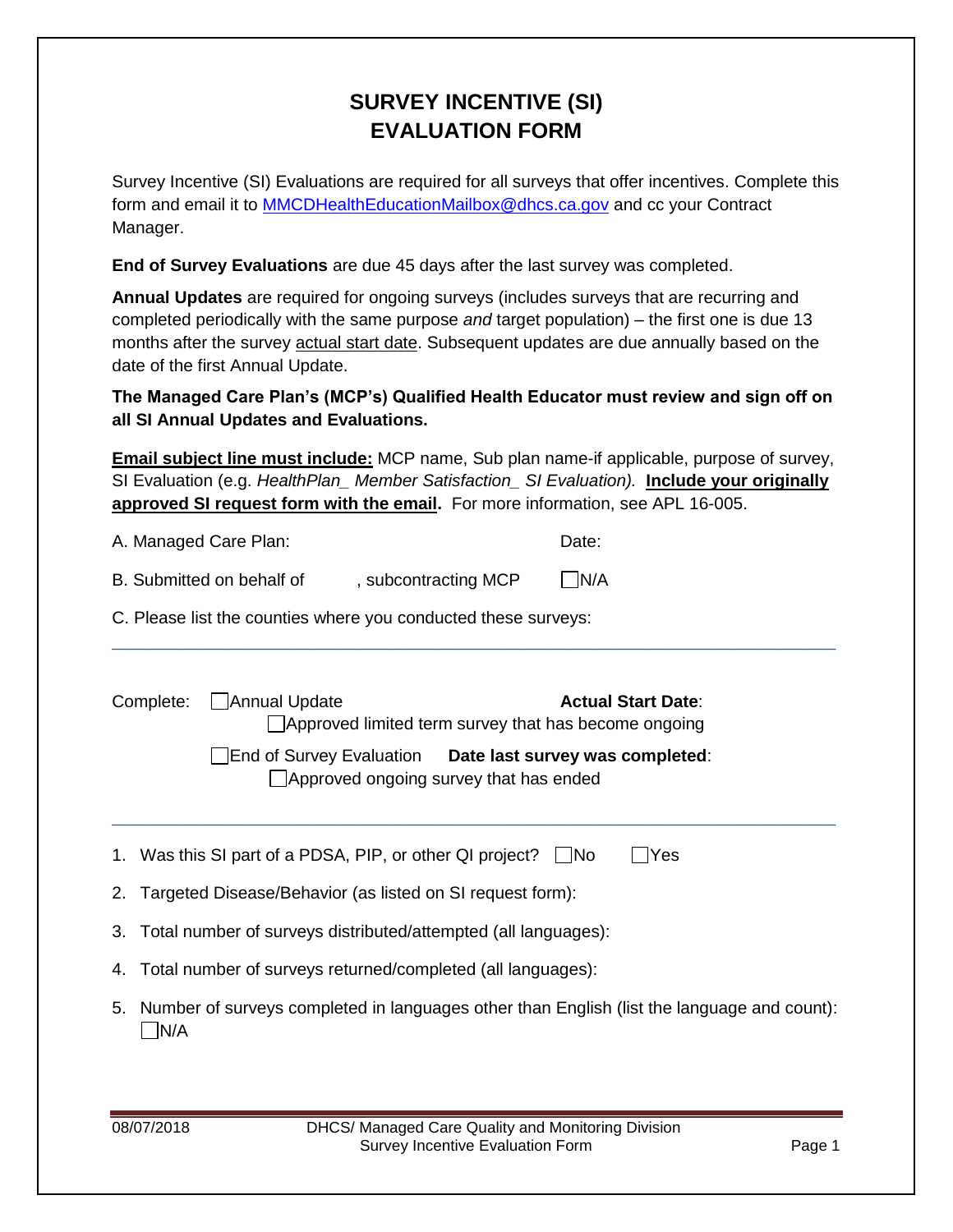# SURVEY INCENTIVE (SI) EVALUATION FORM

Survey Incentive (SI) Evaluations are required for all surveys that offer incentives. Complete this form and email it to MMCDHealthEducationMailbox@dhcs.ca.gov and cc your Contract Manager.

**End of Survey Evaluations** are due 45 days after the last survey was completed.

**Annual Updates** are required for ongoing surveys (includes surveys that are recurring and completed periodically with the same purpose *and* target population) – the first one is due 13 months after the survey actual start date. Subsequent updates are due annually based on the date of the first Annual Update.

**The Managed Care Plan's (MCP's) Qualified Health Educator must review and sign off on all SI Annual Updates and Evaluations.**

**Email subject line must include:** MCP name, Sub plan name-if applicable, purpose of survey, SI Evaluation (e.g. *HealthPlan_ Member Satisfaction_ SI Evaluation).* **Include your originally approved SI request form with the email.** For more information, see APL 16-005.

A. Managed Care Plan: Date:

B. Submitted on behalf of , subcontracting MCP ☐ N/A

C. Please list the counties where you conducted these surveys:

---

Complete: ☐ Annual Update **Actual Start Date**:

☐ Approved limited term survey that has become ongoing

☐ End of Survey Evaluation **Date last survey was completed**:

☐ Approved ongoing survey that has ended

---

1. Was this SI part of a PDSA, PIP, or other QI project? ☐ No ☐ Yes
2. Targeted Disease/Behavior (as listed on SI request form):
3. Total number of surveys distributed/attempted (all languages):
4. Total number of surveys returned/completed (all languages):
5. Number of surveys completed in languages other than English (list the language and count): ☐ N/A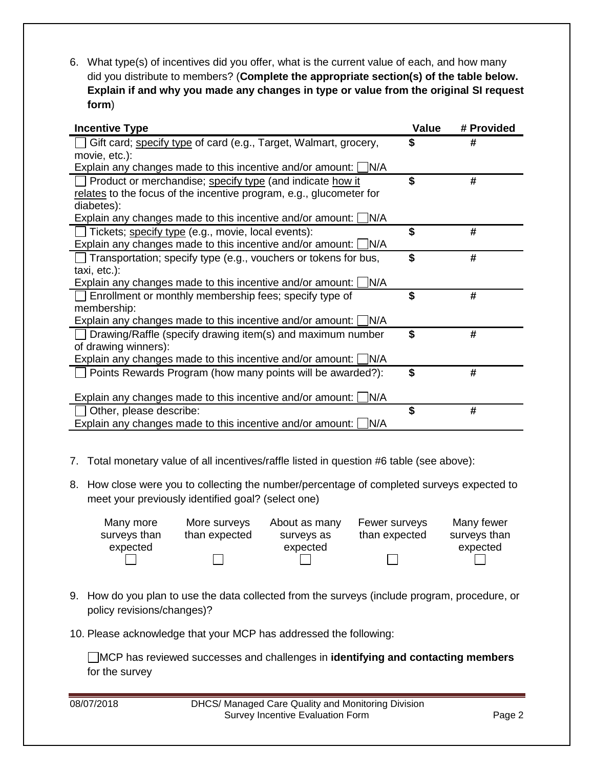6. What type(s) of incentives did you offer, what is the current value of each, and how many did you distribute to members? (**Complete the appropriate section(s) of the table below. Explain if and why you made any changes in type or value from the original SI request form**)

| Incentive Type | Value | # Provided |
|---|---|---|
| ☐ Gift card; specify type of card (e.g., Target, Walmart, grocery, movie, etc.):<br>Explain any changes made to this incentive and/or amount: ☐N/A | $ | # |
| ☐ Product or merchandise; specify type (and indicate how it relates to the focus of the incentive program, e.g., glucometer for diabetes):<br>Explain any changes made to this incentive and/or amount: ☐N/A | $ | # |
| ☐ Tickets; specify type (e.g., movie, local events):<br>Explain any changes made to this incentive and/or amount: ☐N/A | $ | # |
| ☐ Transportation; specify type (e.g., vouchers or tokens for bus, taxi, etc.):<br>Explain any changes made to this incentive and/or amount: ☐N/A | $ | # |
| ☐ Enrollment or monthly membership fees; specify type of membership:<br>Explain any changes made to this incentive and/or amount: ☐N/A | $ | # |
| ☐ Drawing/Raffle (specify drawing item(s) and maximum number of drawing winners):<br>Explain any changes made to this incentive and/or amount: ☐N/A | $ | # |
| ☐ Points Rewards Program (how many points will be awarded?):<br>Explain any changes made to this incentive and/or amount: ☐N/A | $ | # |
| ☐ Other, please describe:<br>Explain any changes made to this incentive and/or amount: ☐N/A | $ | # |

7. Total monetary value of all incentives/raffle listed in question #6 table (see above):

8. How close were you to collecting the number/percentage of completed surveys expected to meet your previously identified goal? (select one)

| Many more surveys than expected | More surveys than expected | About as many surveys as expected | Fewer surveys than expected | Many fewer surveys than expected |
|---|---|---|---|---|
| ☐ | ☐ | ☐ | ☐ | ☐ |

9. How do you plan to use the data collected from the surveys (include program, procedure, or policy revisions/changes)?

10. Please acknowledge that your MCP has addressed the following:

☐MCP has reviewed successes and challenges in **identifying and contacting members** for the survey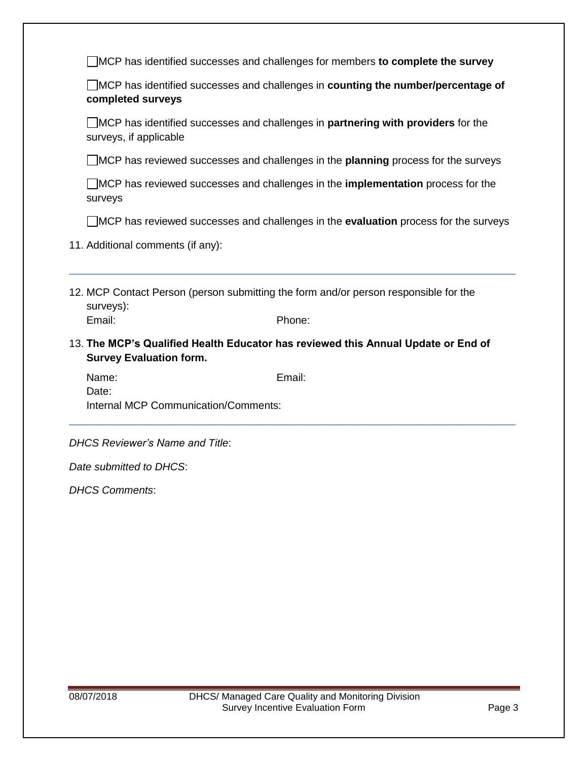- [ ] MCP has identified successes and challenges for members **to complete the survey**
- [ ] MCP has identified successes and challenges in **counting the number/percentage of completed surveys**
- [ ] MCP has identified successes and challenges in **partnering with providers** for the surveys, if applicable
- [ ] MCP has reviewed successes and challenges in the **planning** process for the surveys
- [ ] MCP has reviewed successes and challenges in the **implementation** process for the surveys
- [ ] MCP has reviewed successes and challenges in the **evaluation** process for the surveys

11. Additional comments (if any):

---

12. MCP Contact Person (person submitting the form and/or person responsible for the surveys):
    Email: Phone:

13. **The MCP's Qualified Health Educator has reviewed this Annual Update or End of Survey Evaluation form.**

    Name: Email:
    Date:
    Internal MCP Communication/Comments:

---

*DHCS Reviewer's Name and Title*:

*Date submitted to DHCS*:

*DHCS Comments*: